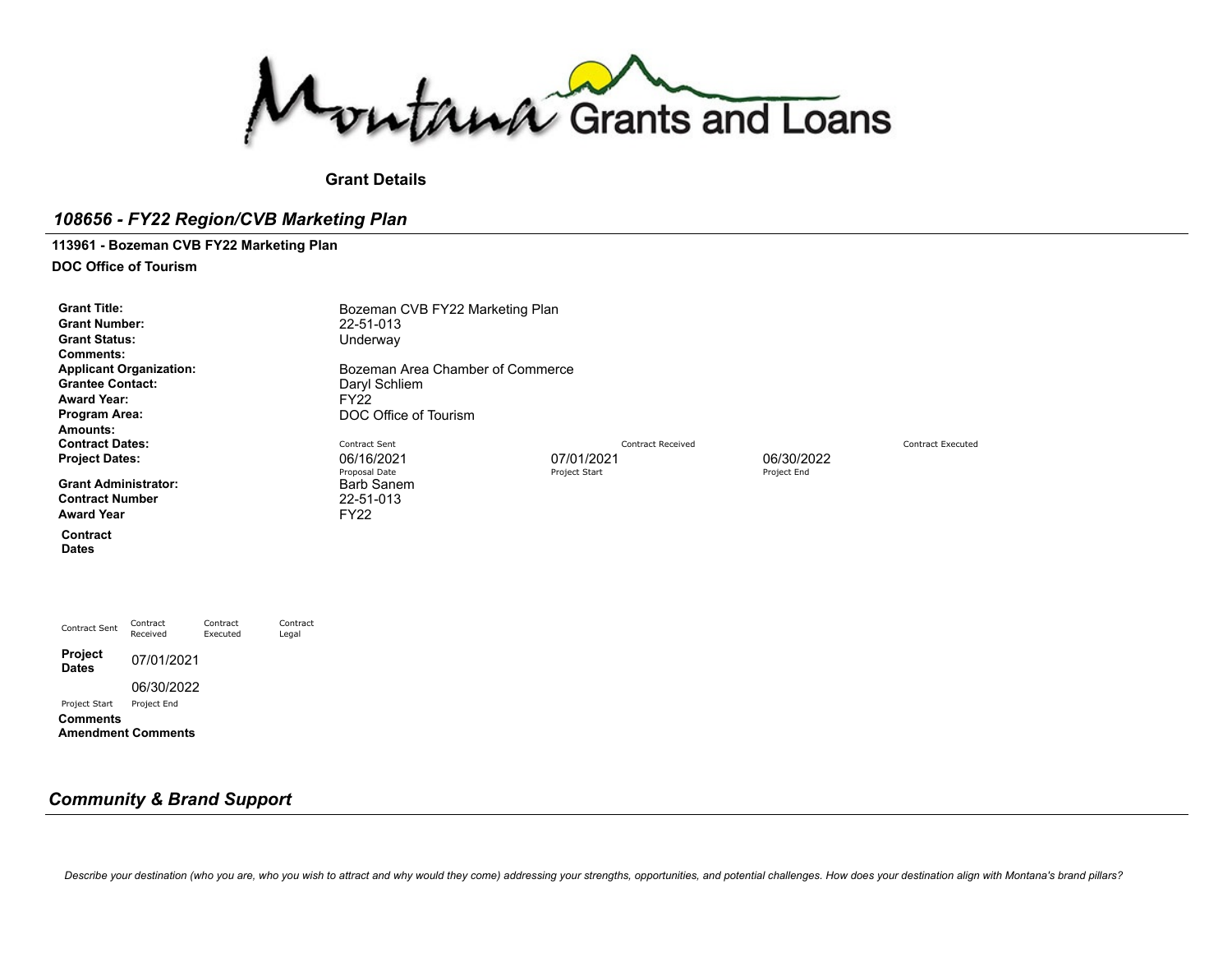Montana Grants and Loans

**Grant Details**

## *108656 - FY22 Region/CVB Marketing Plan*

**113961 - Bozeman CVB FY22 Marketing Plan**

**DOC Office of Tourism**

| | | | | |
|---|---|---|---|---|
| **Grant Title:** | Bozeman CVB FY22 Marketing Plan | | | |
| **Grant Number:** | 22-51-013 | | | |
| **Grant Status:** | Underway | | | |
| **Comments:** | | | | |
| **Applicant Organization:** | Bozeman Area Chamber of Commerce | | | |
| **Grantee Contact:** | Daryl Schliem | | | |
| **Award Year:** | FY22 | | | |
| **Program Area:** | DOC Office of Tourism | | | |
| **Amounts:** | | | | |
| **Contract Dates:** | Contract Sent | Contract Received | | Contract Executed |
| **Project Dates:** | 06/16/2021 | 07/01/2021 | 06/30/2022 | |
| | Proposal Date | Project Start | Project End | |
| **Grant Administrator:** | Barb Sanem | | | |
| **Contract Number** | 22-51-013 | | | |
| **Award Year** | FY22 | | | |

**Contract Dates**

| Contract Sent | Contract Received | Contract Executed | Contract Legal |
|---|---|---|---|

| **Project Dates** | 07/01/2021 |
|---|---|
| | 06/30/2022 |
| Project Start | Project End |

**Comments**

**Amendment Comments**

## *Community & Brand Support*

*Describe your destination (who you are, who you wish to attract and why would they come) addressing your strengths, opportunities, and potential challenges. How does your destination align with Montana's brand pillars?*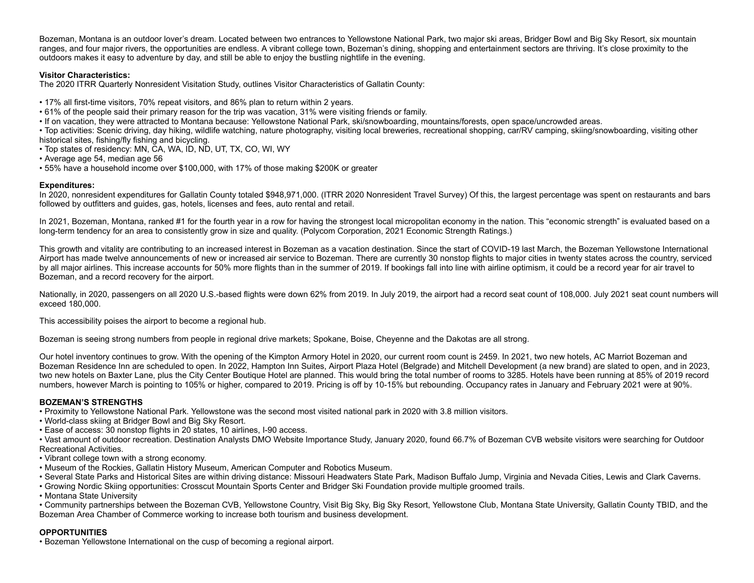Bozeman, Montana is an outdoor lover's dream. Located between two entrances to Yellowstone National Park, two major ski areas, Bridger Bowl and Big Sky Resort, six mountain ranges, and four major rivers, the opportunities are endless. A vibrant college town, Bozeman's dining, shopping and entertainment sectors are thriving. It's close proximity to the outdoors makes it easy to adventure by day, and still be able to enjoy the bustling nightlife in the evening.

**Visitor Characteristics:**
The 2020 ITRR Quarterly Nonresident Visitation Study, outlines Visitor Characteristics of Gallatin County:

- 17% all first-time visitors, 70% repeat visitors, and 86% plan to return within 2 years.
- 61% of the people said their primary reason for the trip was vacation, 31% were visiting friends or family.
- If on vacation, they were attracted to Montana because: Yellowstone National Park, ski/snowboarding, mountains/forests, open space/uncrowded areas.
- Top activities: Scenic driving, day hiking, wildlife watching, nature photography, visiting local breweries, recreational shopping, car/RV camping, skiing/snowboarding, visiting other historical sites, fishing/fly fishing and bicycling.
- Top states of residency: MN, CA, WA, ID, ND, UT, TX, CO, WI, WY
- Average age 54, median age 56
- 55% have a household income over $100,000, with 17% of those making $200K or greater

**Expenditures:**
In 2020, nonresident expenditures for Gallatin County totaled $948,971,000. (ITRR 2020 Nonresident Travel Survey) Of this, the largest percentage was spent on restaurants and bars followed by outfitters and guides, gas, hotels, licenses and fees, auto rental and retail.

In 2021, Bozeman, Montana, ranked #1 for the fourth year in a row for having the strongest local micropolitan economy in the nation. This "economic strength" is evaluated based on a long-term tendency for an area to consistently grow in size and quality. (Polycom Corporation, 2021 Economic Strength Ratings.)

This growth and vitality are contributing to an increased interest in Bozeman as a vacation destination. Since the start of COVID-19 last March, the Bozeman Yellowstone International Airport has made twelve announcements of new or increased air service to Bozeman. There are currently 30 nonstop flights to major cities in twenty states across the country, serviced by all major airlines. This increase accounts for 50% more flights than in the summer of 2019. If bookings fall into line with airline optimism, it could be a record year for air travel to Bozeman, and a record recovery for the airport.

Nationally, in 2020, passengers on all 2020 U.S.-based flights were down 62% from 2019. In July 2019, the airport had a record seat count of 108,000. July 2021 seat count numbers will exceed 180,000.

This accessibility poises the airport to become a regional hub.

Bozeman is seeing strong numbers from people in regional drive markets; Spokane, Boise, Cheyenne and the Dakotas are all strong.

Our hotel inventory continues to grow. With the opening of the Kimpton Armory Hotel in 2020, our current room count is 2459. In 2021, two new hotels, AC Marriot Bozeman and Bozeman Residence Inn are scheduled to open. In 2022, Hampton Inn Suites, Airport Plaza Hotel (Belgrade) and Mitchell Development (a new brand) are slated to open, and in 2023, two new hotels on Baxter Lane, plus the City Center Boutique Hotel are planned. This would bring the total number of rooms to 3285. Hotels have been running at 85% of 2019 record numbers, however March is pointing to 105% or higher, compared to 2019. Pricing is off by 10-15% but rebounding. Occupancy rates in January and February 2021 were at 90%.

**BOZEMAN'S STRENGTHS**

- Proximity to Yellowstone National Park. Yellowstone was the second most visited national park in 2020 with 3.8 million visitors.
- World-class skiing at Bridger Bowl and Big Sky Resort.
- Ease of access: 30 nonstop flights in 20 states, 10 airlines, I-90 access.
- Vast amount of outdoor recreation. Destination Analysts DMO Website Importance Study, January 2020, found 66.7% of Bozeman CVB website visitors were searching for Outdoor Recreational Activities.
- Vibrant college town with a strong economy.
- Museum of the Rockies, Gallatin History Museum, American Computer and Robotics Museum.
- Several State Parks and Historical Sites are within driving distance: Missouri Headwaters State Park, Madison Buffalo Jump, Virginia and Nevada Cities, Lewis and Clark Caverns.
- Growing Nordic Skiing opportunities: Crosscut Mountain Sports Center and Bridger Ski Foundation provide multiple groomed trails.
- Montana State University
- Community partnerships between the Bozeman CVB, Yellowstone Country, Visit Big Sky, Big Sky Resort, Yellowstone Club, Montana State University, Gallatin County TBID, and the Bozeman Area Chamber of Commerce working to increase both tourism and business development.

**OPPORTUNITIES**

- Bozeman Yellowstone International on the cusp of becoming a regional airport.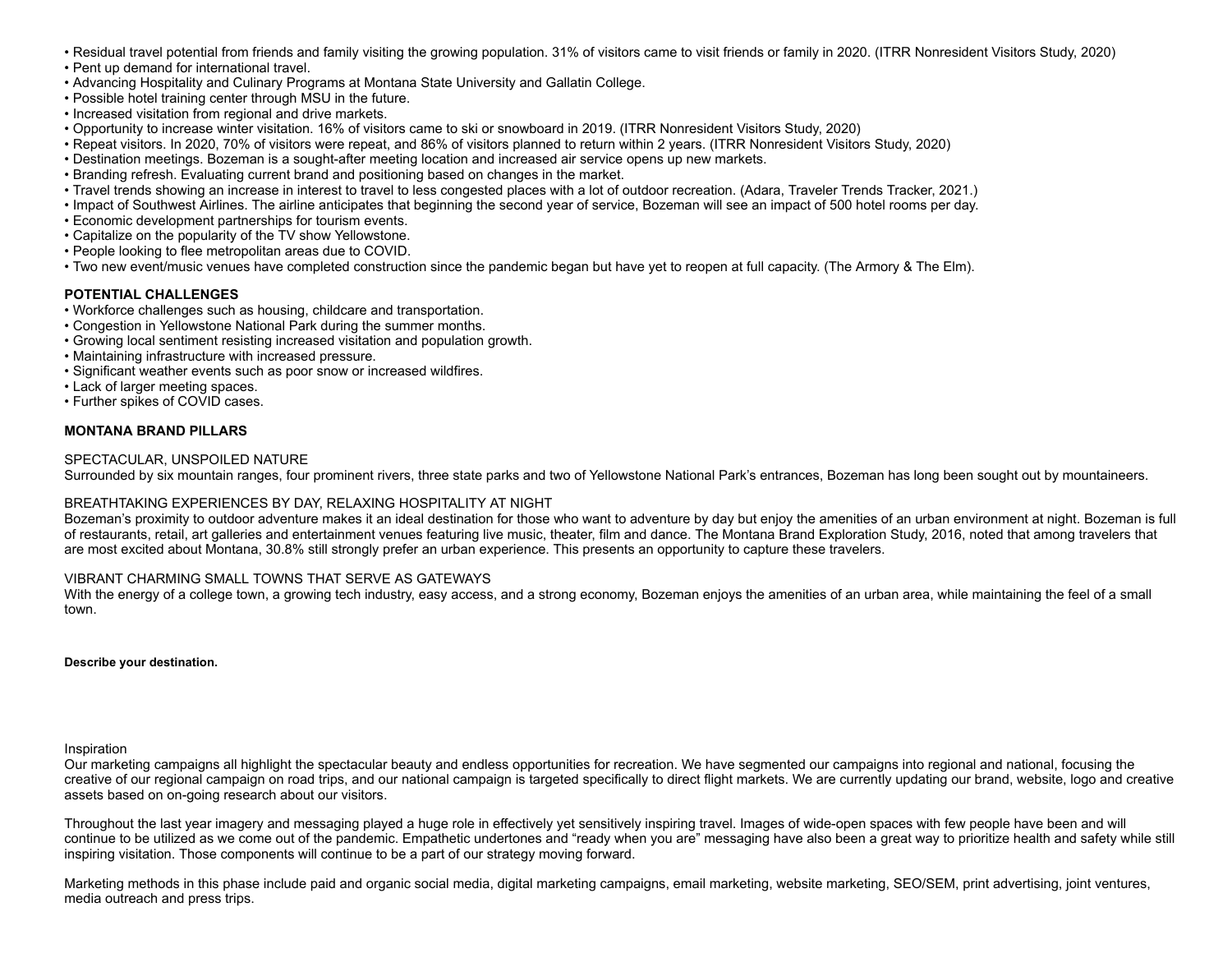- Residual travel potential from friends and family visiting the growing population. 31% of visitors came to visit friends or family in 2020. (ITRR Nonresident Visitors Study, 2020)
- Pent up demand for international travel.
- Advancing Hospitality and Culinary Programs at Montana State University and Gallatin College.
- Possible hotel training center through MSU in the future.
- Increased visitation from regional and drive markets.
- Opportunity to increase winter visitation. 16% of visitors came to ski or snowboard in 2019. (ITRR Nonresident Visitors Study, 2020)
- Repeat visitors. In 2020, 70% of visitors were repeat, and 86% of visitors planned to return within 2 years. (ITRR Nonresident Visitors Study, 2020)
- Destination meetings. Bozeman is a sought-after meeting location and increased air service opens up new markets.
- Branding refresh. Evaluating current brand and positioning based on changes in the market.
- Travel trends showing an increase in interest to travel to less congested places with a lot of outdoor recreation. (Adara, Traveler Trends Tracker, 2021.)
- Impact of Southwest Airlines. The airline anticipates that beginning the second year of service, Bozeman will see an impact of 500 hotel rooms per day.
- Economic development partnerships for tourism events.
- Capitalize on the popularity of the TV show Yellowstone.
- People looking to flee metropolitan areas due to COVID.
- Two new event/music venues have completed construction since the pandemic began but have yet to reopen at full capacity. (The Armory & The Elm).

**POTENTIAL CHALLENGES**

- Workforce challenges such as housing, childcare and transportation.
- Congestion in Yellowstone National Park during the summer months.
- Growing local sentiment resisting increased visitation and population growth.
- Maintaining infrastructure with increased pressure.
- Significant weather events such as poor snow or increased wildfires.
- Lack of larger meeting spaces.
- Further spikes of COVID cases.

**MONTANA BRAND PILLARS**

SPECTACULAR, UNSPOILED NATURE
Surrounded by six mountain ranges, four prominent rivers, three state parks and two of Yellowstone National Park's entrances, Bozeman has long been sought out by mountaineers.

BREATHTAKING EXPERIENCES BY DAY, RELAXING HOSPITALITY AT NIGHT
Bozeman's proximity to outdoor adventure makes it an ideal destination for those who want to adventure by day but enjoy the amenities of an urban environment at night. Bozeman is full of restaurants, retail, art galleries and entertainment venues featuring live music, theater, film and dance. The Montana Brand Exploration Study, 2016, noted that among travelers that are most excited about Montana, 30.8% still strongly prefer an urban experience. This presents an opportunity to capture these travelers.

VIBRANT CHARMING SMALL TOWNS THAT SERVE AS GATEWAYS
With the energy of a college town, a growing tech industry, easy access, and a strong economy, Bozeman enjoys the amenities of an urban area, while maintaining the feel of a small town.

**Describe your destination.**

Inspiration
Our marketing campaigns all highlight the spectacular beauty and endless opportunities for recreation. We have segmented our campaigns into regional and national, focusing the creative of our regional campaign on road trips, and our national campaign is targeted specifically to direct flight markets. We are currently updating our brand, website, logo and creative assets based on on-going research about our visitors.

Throughout the last year imagery and messaging played a huge role in effectively yet sensitively inspiring travel. Images of wide-open spaces with few people have been and will continue to be utilized as we come out of the pandemic. Empathetic undertones and "ready when you are" messaging have also been a great way to prioritize health and safety while still inspiring visitation. Those components will continue to be a part of our strategy moving forward.

Marketing methods in this phase include paid and organic social media, digital marketing campaigns, email marketing, website marketing, SEO/SEM, print advertising, joint ventures, media outreach and press trips.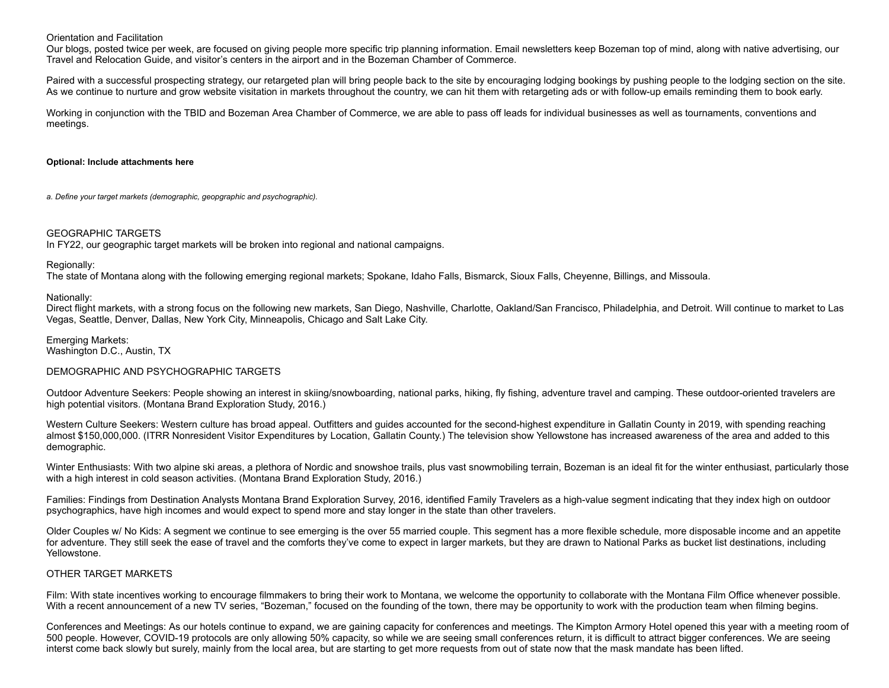Orientation and Facilitation
Our blogs, posted twice per week, are focused on giving people more specific trip planning information. Email newsletters keep Bozeman top of mind, along with native advertising, our Travel and Relocation Guide, and visitor's centers in the airport and in the Bozeman Chamber of Commerce.

Paired with a successful prospecting strategy, our retargeted plan will bring people back to the site by encouraging lodging bookings by pushing people to the lodging section on the site. As we continue to nurture and grow website visitation in markets throughout the country, we can hit them with retargeting ads or with follow-up emails reminding them to book early.

Working in conjunction with the TBID and Bozeman Area Chamber of Commerce, we are able to pass off leads for individual businesses as well as tournaments, conventions and meetings.

**Optional: Include attachments here**

*a. Define your target markets (demographic, geopgraphic and psychographic).*

GEOGRAPHIC TARGETS
In FY22, our geographic target markets will be broken into regional and national campaigns.

Regionally:
The state of Montana along with the following emerging regional markets; Spokane, Idaho Falls, Bismarck, Sioux Falls, Cheyenne, Billings, and Missoula.

Nationally:
Direct flight markets, with a strong focus on the following new markets, San Diego, Nashville, Charlotte, Oakland/San Francisco, Philadelphia, and Detroit. Will continue to market to Las Vegas, Seattle, Denver, Dallas, New York City, Minneapolis, Chicago and Salt Lake City.

Emerging Markets:
Washington D.C., Austin, TX

DEMOGRAPHIC AND PSYCHOGRAPHIC TARGETS

Outdoor Adventure Seekers: People showing an interest in skiing/snowboarding, national parks, hiking, fly fishing, adventure travel and camping. These outdoor-oriented travelers are high potential visitors. (Montana Brand Exploration Study, 2016.)

Western Culture Seekers: Western culture has broad appeal. Outfitters and guides accounted for the second-highest expenditure in Gallatin County in 2019, with spending reaching almost $150,000,000. (ITRR Nonresident Visitor Expenditures by Location, Gallatin County.) The television show Yellowstone has increased awareness of the area and added to this demographic.

Winter Enthusiasts: With two alpine ski areas, a plethora of Nordic and snowshoe trails, plus vast snowmobiling terrain, Bozeman is an ideal fit for the winter enthusiast, particularly those with a high interest in cold season activities. (Montana Brand Exploration Study, 2016.)

Families: Findings from Destination Analysts Montana Brand Exploration Survey, 2016, identified Family Travelers as a high-value segment indicating that they index high on outdoor psychographics, have high incomes and would expect to spend more and stay longer in the state than other travelers.

Older Couples w/ No Kids: A segment we continue to see emerging is the over 55 married couple. This segment has a more flexible schedule, more disposable income and an appetite for adventure. They still seek the ease of travel and the comforts they've come to expect in larger markets, but they are drawn to National Parks as bucket list destinations, including Yellowstone.

OTHER TARGET MARKETS

Film: With state incentives working to encourage filmmakers to bring their work to Montana, we welcome the opportunity to collaborate with the Montana Film Office whenever possible. With a recent announcement of a new TV series, "Bozeman," focused on the founding of the town, there may be opportunity to work with the production team when filming begins.

Conferences and Meetings: As our hotels continue to expand, we are gaining capacity for conferences and meetings. The Kimpton Armory Hotel opened this year with a meeting room of 500 people. However, COVID-19 protocols are only allowing 50% capacity, so while we are seeing small conferences return, it is difficult to attract bigger conferences. We are seeing interst come back slowly but surely, mainly from the local area, but are starting to get more requests from out of state now that the mask mandate has been lifted.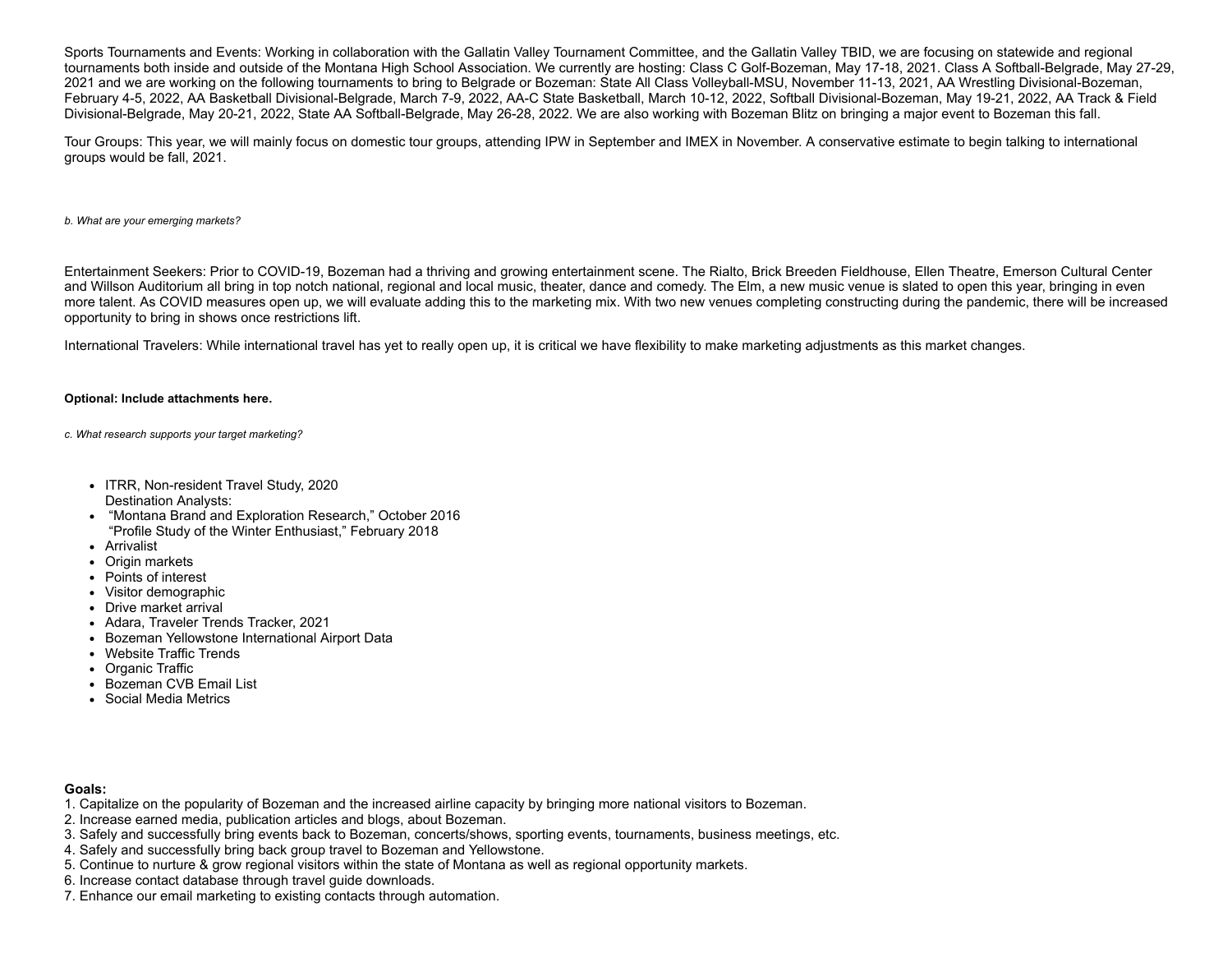Sports Tournaments and Events: Working in collaboration with the Gallatin Valley Tournament Committee, and the Gallatin Valley TBID, we are focusing on statewide and regional tournaments both inside and outside of the Montana High School Association. We currently are hosting: Class C Golf-Bozeman, May 17-18, 2021. Class A Softball-Belgrade, May 27-29, 2021 and we are working on the following tournaments to bring to Belgrade or Bozeman: State All Class Volleyball-MSU, November 11-13, 2021, AA Wrestling Divisional-Bozeman, February 4-5, 2022, AA Basketball Divisional-Belgrade, March 7-9, 2022, AA-C State Basketball, March 10-12, 2022, Softball Divisional-Bozeman, May 19-21, 2022, AA Track & Field Divisional-Belgrade, May 20-21, 2022, State AA Softball-Belgrade, May 26-28, 2022. We are also working with Bozeman Blitz on bringing a major event to Bozeman this fall.

Tour Groups: This year, we will mainly focus on domestic tour groups, attending IPW in September and IMEX in November. A conservative estimate to begin talking to international groups would be fall, 2021.

*b. What are your emerging markets?*

Entertainment Seekers: Prior to COVID-19, Bozeman had a thriving and growing entertainment scene. The Rialto, Brick Breeden Fieldhouse, Ellen Theatre, Emerson Cultural Center and Willson Auditorium all bring in top notch national, regional and local music, theater, dance and comedy. The Elm, a new music venue is slated to open this year, bringing in even more talent. As COVID measures open up, we will evaluate adding this to the marketing mix. With two new venues completing constructing during the pandemic, there will be increased opportunity to bring in shows once restrictions lift.

International Travelers: While international travel has yet to really open up, it is critical we have flexibility to make marketing adjustments as this market changes.

**Optional: Include attachments here.**

*c. What research supports your target marketing?*

- ITRR, Non-resident Travel Study, 2020
  Destination Analysts:
- "Montana Brand and Exploration Research," October 2016
  "Profile Study of the Winter Enthusiast," February 2018
- Arrivalist
- Origin markets
- Points of interest
- Visitor demographic
- Drive market arrival
- Adara, Traveler Trends Tracker, 2021
- Bozeman Yellowstone International Airport Data
- Website Traffic Trends
- Organic Traffic
- Bozeman CVB Email List
- Social Media Metrics

**Goals:**

1. Capitalize on the popularity of Bozeman and the increased airline capacity by bringing more national visitors to Bozeman.
2. Increase earned media, publication articles and blogs, about Bozeman.
3. Safely and successfully bring events back to Bozeman, concerts/shows, sporting events, tournaments, business meetings, etc.
4. Safely and successfully bring back group travel to Bozeman and Yellowstone.
5. Continue to nurture & grow regional visitors within the state of Montana as well as regional opportunity markets.
6. Increase contact database through travel guide downloads.
7. Enhance our email marketing to existing contacts through automation.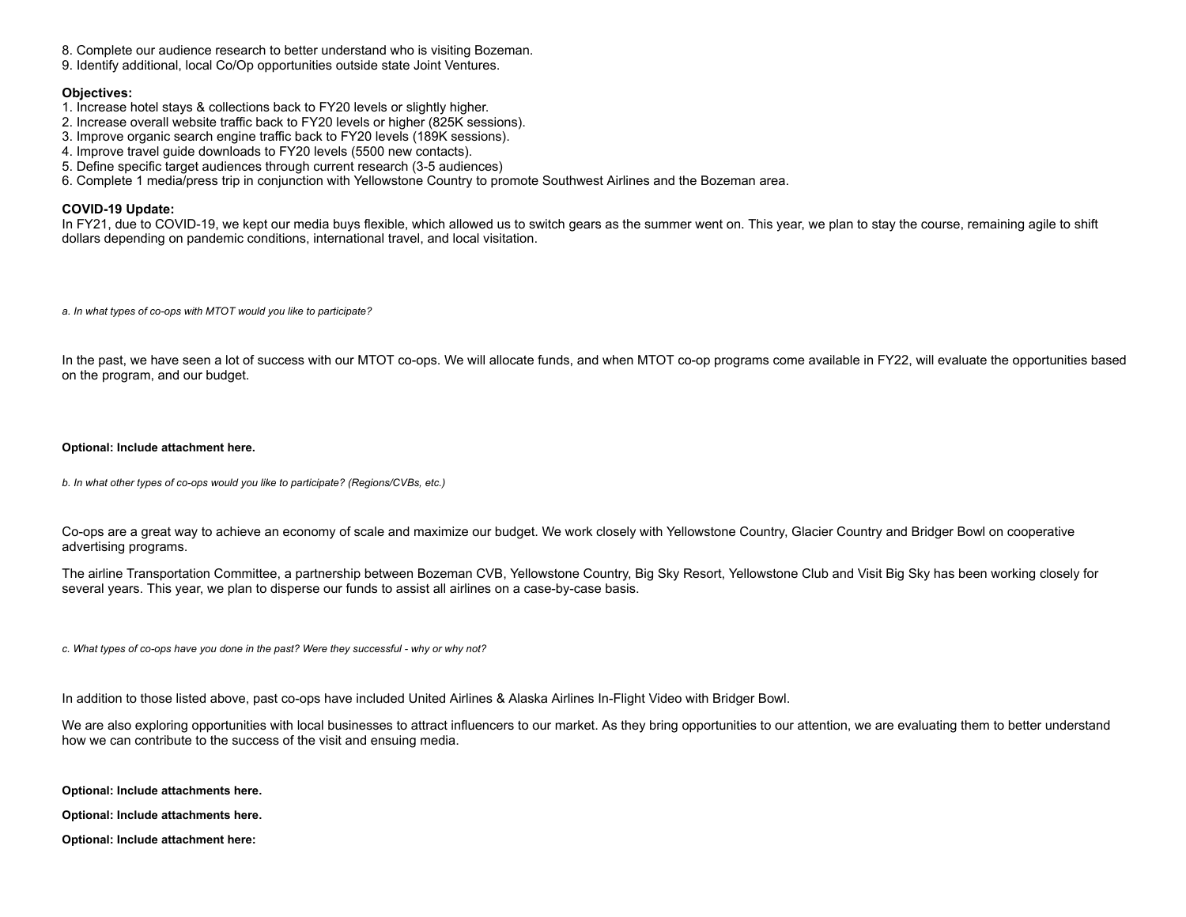8. Complete our audience research to better understand who is visiting Bozeman.
9. Identify additional, local Co/Op opportunities outside state Joint Ventures.

**Objectives:**
1. Increase hotel stays & collections back to FY20 levels or slightly higher.
2. Increase overall website traffic back to FY20 levels or higher (825K sessions).
3. Improve organic search engine traffic back to FY20 levels (189K sessions).
4. Improve travel guide downloads to FY20 levels (5500 new contacts).
5. Define specific target audiences through current research (3-5 audiences)
6. Complete 1 media/press trip in conjunction with Yellowstone Country to promote Southwest Airlines and the Bozeman area.

**COVID-19 Update:**
In FY21, due to COVID-19, we kept our media buys flexible, which allowed us to switch gears as the summer went on. This year, we plan to stay the course, remaining agile to shift dollars depending on pandemic conditions, international travel, and local visitation.

*a. In what types of co-ops with MTOT would you like to participate?*

In the past, we have seen a lot of success with our MTOT co-ops. We will allocate funds, and when MTOT co-op programs come available in FY22, will evaluate the opportunities based on the program, and our budget.

**Optional: Include attachment here.**

*b. In what other types of co-ops would you like to participate? (Regions/CVBs, etc.)*

Co-ops are a great way to achieve an economy of scale and maximize our budget. We work closely with Yellowstone Country, Glacier Country and Bridger Bowl on cooperative advertising programs.

The airline Transportation Committee, a partnership between Bozeman CVB, Yellowstone Country, Big Sky Resort, Yellowstone Club and Visit Big Sky has been working closely for several years. This year, we plan to disperse our funds to assist all airlines on a case-by-case basis.

*c. What types of co-ops have you done in the past? Were they successful - why or why not?*

In addition to those listed above, past co-ops have included United Airlines & Alaska Airlines In-Flight Video with Bridger Bowl.

We are also exploring opportunities with local businesses to attract influencers to our market. As they bring opportunities to our attention, we are evaluating them to better understand how we can contribute to the success of the visit and ensuing media.

**Optional: Include attachments here.**

**Optional: Include attachments here.**

**Optional: Include attachment here:**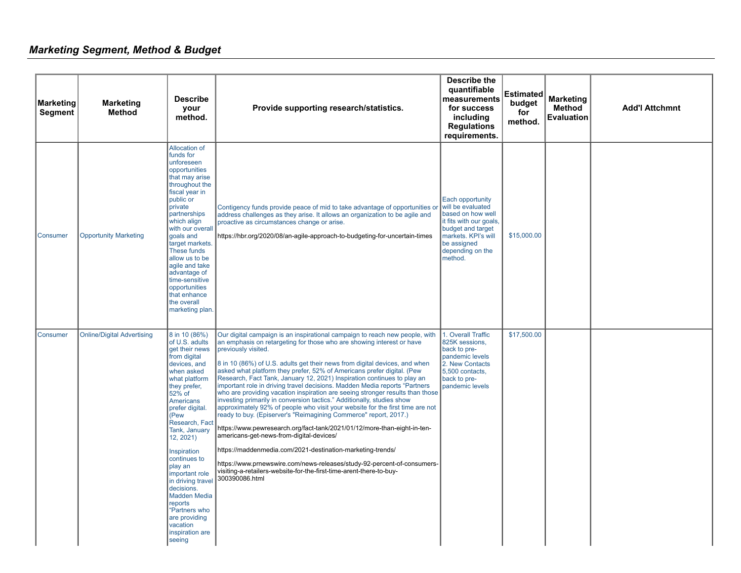## *Marketing Segment, Method & Budget*

| Marketing Segment | Marketing Method | Describe your method. | Provide supporting research/statistics. | Describe the quantifiable measurements for success including Regulations requirements. | Estimated budget for method. | Marketing Method Evaluation | Add'l Attchmnt |
|---|---|---|---|---|---|---|---|
| Consumer | Opportunity Marketing | Allocation of funds for unforeseen opportunities that may arise throughout the fiscal year in public or private partnerships which align with our overall goals and target markets. These funds allow us to be agile and take advantage of time-sensitive opportunities that enhance the overall marketing plan. | Contigency funds provide peace of mid to take advantage of opportunities or address challenges as they arise. It allows an organization to be agile and proactive as circumstances change or arise.<br><br>https://hbr.org/2020/08/an-agile-approach-to-budgeting-for-uncertain-times | Each opportunity will be evaluated based on how well it fits with our goals, budget and target markets. KPI's will be assigned depending on the method. | $15,000.00 | | |
| Consumer | Online/Digital Advertising | 8 in 10 (86%) of U.S. adults get their news from digital devices, and when asked what platform they prefer, 52% of Americans prefer digital. (Pew Research, Fact Tank, January 12, 2021)<br><br>Inspiration continues to play an important role in driving travel decisions. Madden Media reports "Partners who are providing vacation inspiration are seeing | Our digital campaign is an inspirational campaign to reach new people, with an emphasis on retargeting for those who are showing interest or have previously visited.<br><br>8 in 10 (86%) of U.S. adults get their news from digital devices, and when asked what platform they prefer, 52% of Americans prefer digital. (Pew Research, Fact Tank, January 12, 2021) Inspiration continues to play an important role in driving travel decisions. Madden Media reports "Partners who are providing vacation inspiration are seeing stronger results than those investing primarily in conversion tactics." Additionally, studies show approximately 92% of people who visit your website for the first time are not ready to buy. (Episerver's "Reimagining Commerce" report, 2017.)<br><br>https://www.pewresearch.org/fact-tank/2021/01/12/more-than-eight-in-ten-americans-get-news-from-digital-devices/<br><br>https://maddenmedia.com/2021-destination-marketing-trends/<br><br>https://www.prnewswire.com/news-releases/study-92-percent-of-consumers-visiting-a-retailers-website-for-the-first-time-arent-there-to-buy-300390086.html | 1. Overall Traffic 825K sessions, back to pre-pandemic levels<br>2. New Contacts 5,500 contacts, back to pre-pandemic levels | $17,500.00 | | |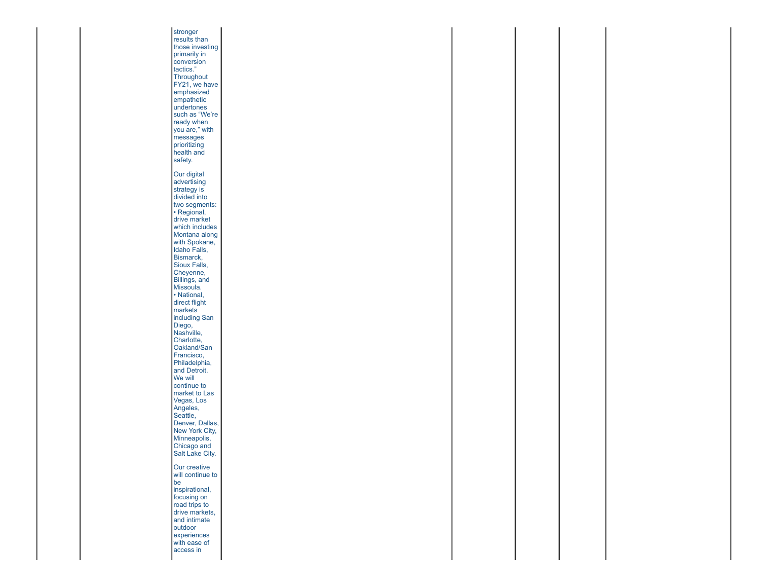| | | | | | | | |
|---|---|---|---|---|---|---|---|
| | | stronger results than those investing primarily in conversion tactics." Throughout FY21, we have emphasized empathetic undertones such as "We're ready when you are," with messages prioritizing health and safety.<br><br>Our digital advertising strategy is divided into two segments:<br>• Regional, drive market which includes Montana along with Spokane, Idaho Falls, Bismarck, Sioux Falls, Cheyenne, Billings, and Missoula.<br>• National, direct flight markets including San Diego, Nashville, Charlotte, Oakland/San Francisco, Philadelphia, and Detroit. We will continue to market to Las Vegas, Los Angeles, Seattle, Denver, Dallas, New York City, Minneapolis, Chicago and Salt Lake City.<br><br>Our creative will continue to be inspirational, focusing on road trips to drive markets, and intimate outdoor experiences with ease of access in | | | | | |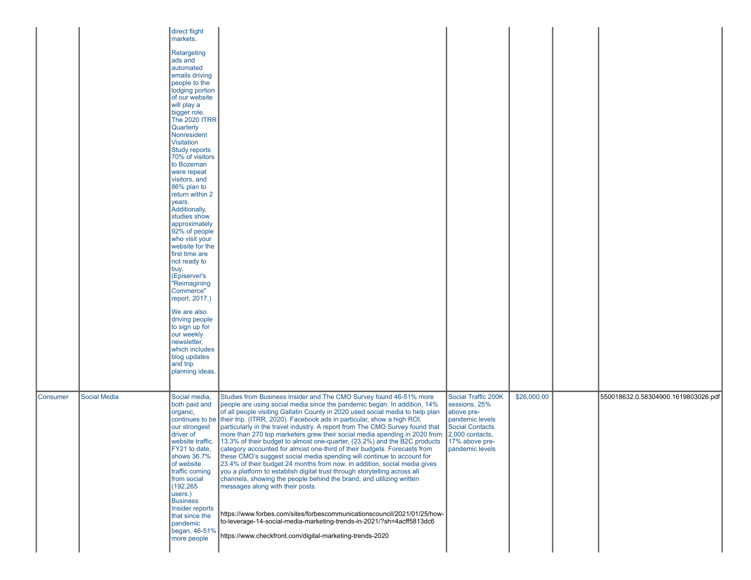| | | | | | | | |
|---|---|---|---|---|---|---|---|
| | | direct flight markets.<br><br>Retargeting ads and automated emails driving people to the lodging portion of our website will play a bigger role. The 2020 ITRR Quarterly Nonresident Visitation Study reports 70% of visitors to Bozeman were repeat visitors, and 86% plan to return within 2 years. Additionally, studies show approximately 92% of people who visit your website for the first time are not ready to buy. (Episerver's "Reimagining Commerce" report, 2017.)<br><br>We are also driving people to sign up for our weekly newsletter, which includes blog updates and trip planning ideas. | | | | | |
| Consumer | Social Media | Social media, both paid and organic, continues to be our strongest driver of website traffic. FY21 to date, shows 36.7% of website traffic coming from social (192,265 users.) Business Insider reports that since the pandemic began, 46-51% more people | Studies from Business Insider and The CMO Survey found 46-51% more people are using social media since the pandemic began. In addition, 14% of all people visiting Gallatin County in 2020 used social media to help plan their trip. (ITRR, 2020). Facebook ads in particular, show a high ROI, particularly in the travel industry. A report from The CMO Survey found that more than 270 top marketers grew their social media spending in 2020 from 13.3% of their budget to almost one-quarter, (23.2%) and the B2C products category accounted for almost one-third of their budgets. Forecasts from these CMO's suggest social media spending will continue to account for 23.4% of their budget 24 months from now. In addition, social media gives you a platform to establish digital trust through storytelling across all channels, showing the people behind the brand, and utilizing written messages along with their posts.<br><br>https://www.forbes.com/sites/forbescommunicationscouncil/2021/01/25/how-to-leverage-14-social-media-marketing-trends-in-2021/?sh=4acff5813dc6<br><br>https://www.checkfront.com/digital-marketing-trends-2020 | Social Traffic 200K sessions, 25% above pre-pandemic levels Social Contacts 2,000 contacts, 17% above pre-pandemic levels | $26,000.00 | | 550018632.0.58304900.1619803026.pdf |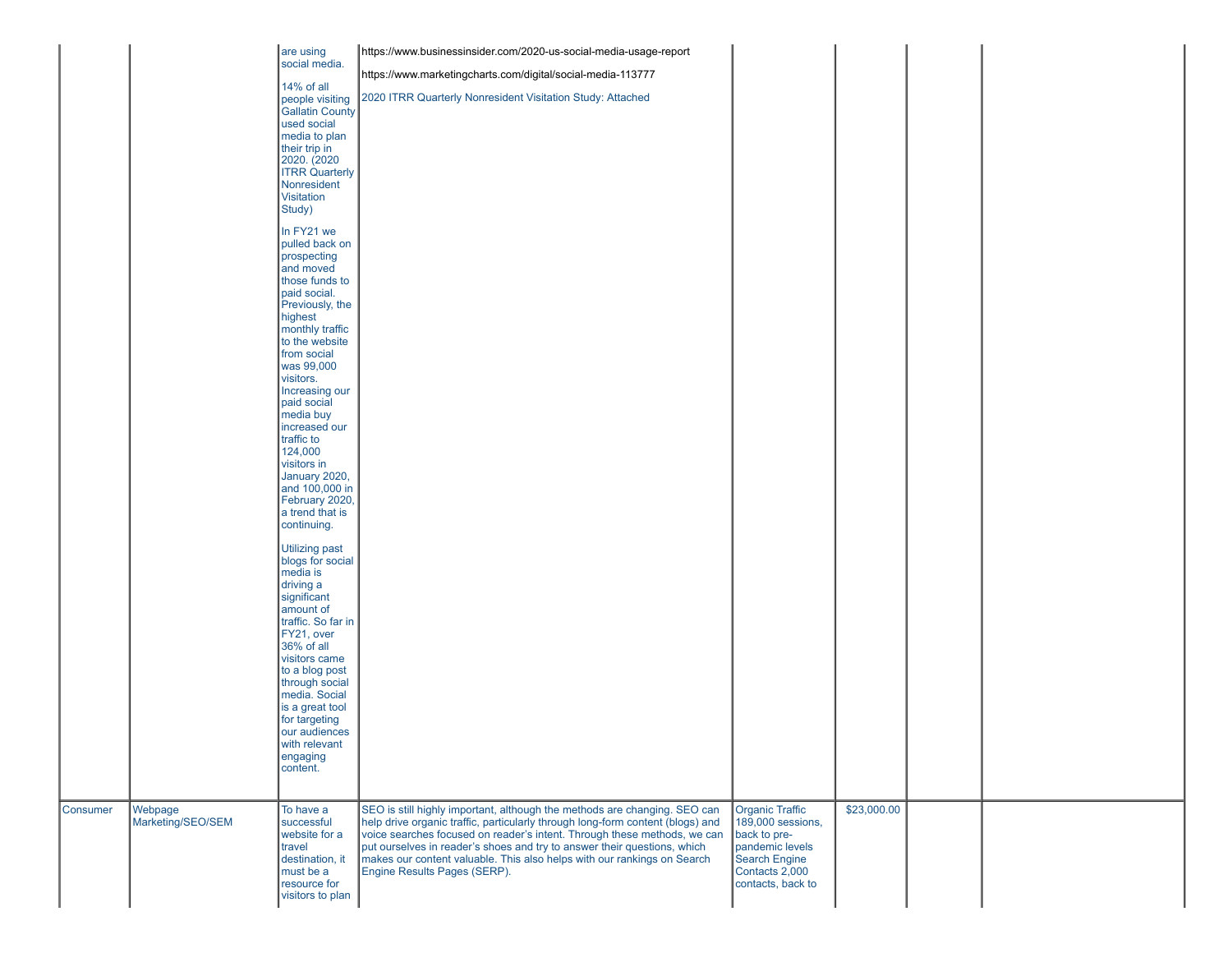| | | | | | | | |
|---|---|---|---|---|---|---|---|
| | | are using social media.<br><br>14% of all people visiting Gallatin County used social media to plan their trip in 2020. (2020 ITRR Quarterly Nonresident Visitation Study)<br><br>In FY21 we pulled back on prospecting and moved those funds to paid social. Previously, the highest monthly traffic to the website from social was 99,000 visitors. Increasing our paid social media buy increased our traffic to 124,000 visitors in January 2020, and 100,000 in February 2020, a trend that is continuing.<br><br>Utilizing past blogs for social media is driving a significant amount of traffic. So far in FY21, over 36% of all visitors came to a blog post through social media. Social is a great tool for targeting our audiences with relevant engaging content. | https://www.businessinsider.com/2020-us-social-media-usage-report<br><br>https://www.marketingcharts.com/digital/social-media-113777<br><br>2020 ITRR Quarterly Nonresident Visitation Study: Attached | | | | |
| Consumer | Webpage Marketing/SEO/SEM | To have a successful website for a travel destination, it must be a resource for visitors to plan | SEO is still highly important, although the methods are changing. SEO can help drive organic traffic, particularly through long-form content (blogs) and voice searches focused on reader's intent. Through these methods, we can put ourselves in reader's shoes and try to answer their questions, which makes our content valuable. This also helps with our rankings on Search Engine Results Pages (SERP). | Organic Traffic 189,000 sessions, back to pre-pandemic levels<br>Search Engine Contacts 2,000 contacts, back to | $23,000.00 | | |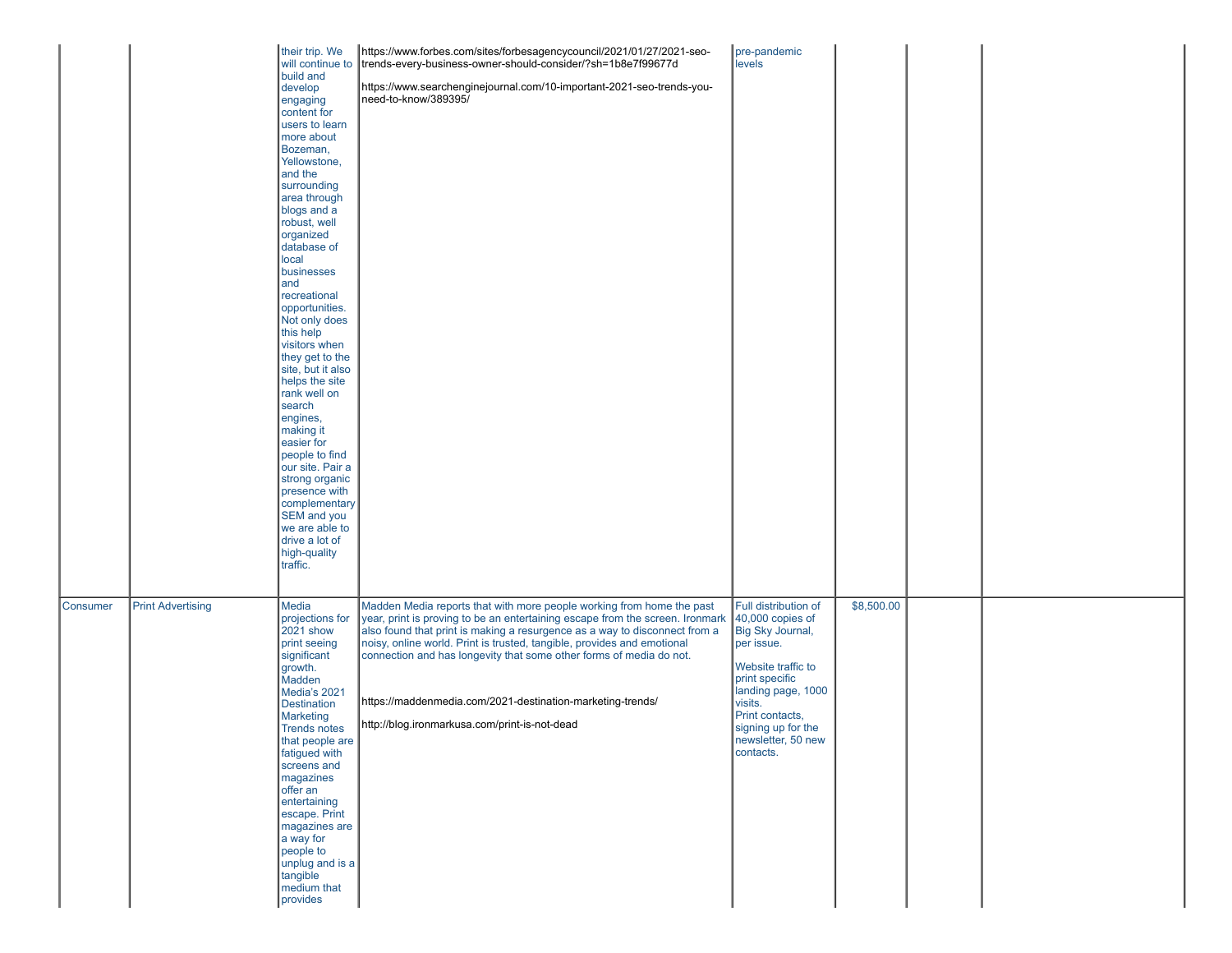| | | | | | | | | |
|---|---|---|---|---|---|---|---|---|
| | | their trip. We will continue to build and develop engaging content for users to learn more about Bozeman, Yellowstone, and the surrounding area through blogs and a robust, well organized database of local businesses and recreational opportunities. Not only does this help visitors when they get to the site, but it also helps the site rank well on search engines, making it easier for people to find our site. Pair a strong organic presence with complementary SEM and you we are able to drive a lot of high-quality traffic. | https://www.forbes.com/sites/forbesagencycouncil/2021/01/27/2021-seo-trends-every-business-owner-should-consider/?sh=1b8e7f99677d<br><br>https://www.searchenginejournal.com/10-important-2021-seo-trends-you-need-to-know/389395/ | pre-pandemic levels | | | | |
| Consumer | Print Advertising | Media projections for 2021 show print seeing significant growth. Madden Media's 2021 Destination Marketing Trends notes that people are fatigued with screens and magazines offer an entertaining escape. Print magazines are a way for people to unplug and is a tangible medium that provides | Madden Media reports that with more people working from home the past year, print is proving to be an entertaining escape from the screen. Ironmark also found that print is making a resurgence as a way to disconnect from a noisy, online world. Print is trusted, tangible, provides and emotional connection and has longevity that some other forms of media do not.<br><br>https://maddenmedia.com/2021-destination-marketing-trends/<br><br>http://blog.ironmarkusa.com/print-is-not-dead | Full distribution of 40,000 copies of Big Sky Journal, per issue.<br><br>Website traffic to print specific landing page, 1000 visits.<br>Print contacts, signing up for the newsletter, 50 new contacts. | $8,500.00 | | | |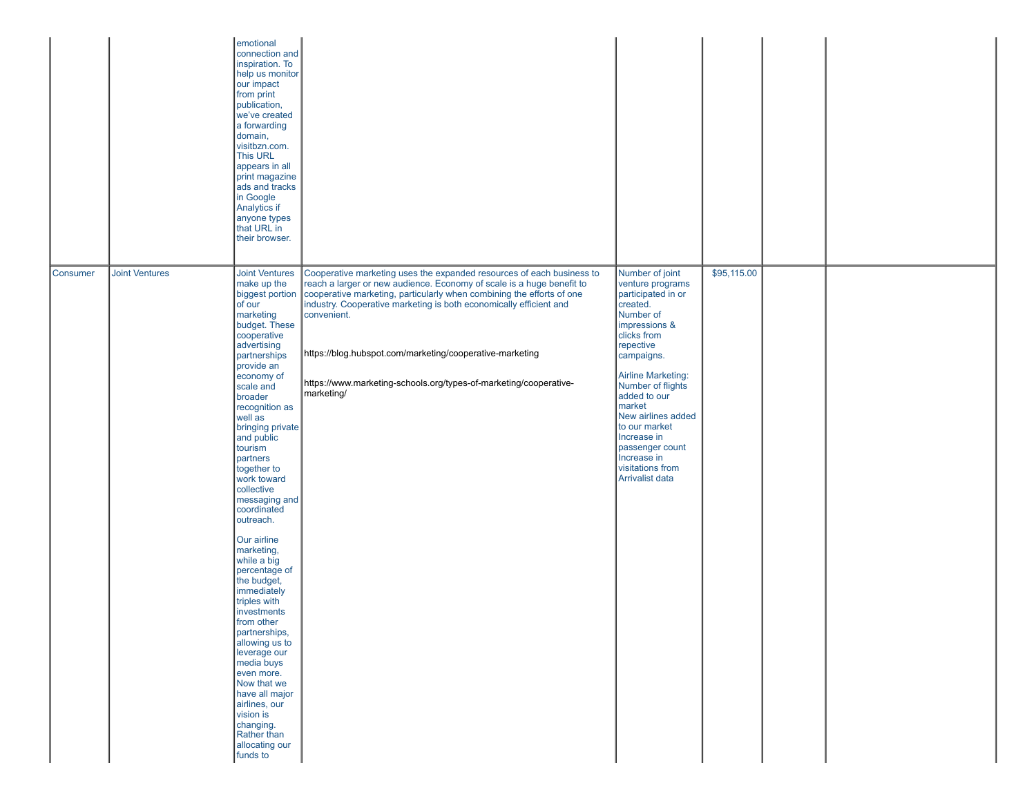| | | | | | | | |
|---|---|---|---|---|---|---|---|
| | | emotional connection and inspiration. To help us monitor our impact from print publication, we've created a forwarding domain, visitbzn.com. This URL appears in all print magazine ads and tracks in Google Analytics if anyone types that URL in their browser. | | | | | |
| Consumer | Joint Ventures | Joint Ventures make up the biggest portion of our marketing budget. These cooperative advertising partnerships provide an economy of scale and broader recognition as well as bringing private and public tourism partners together to work toward collective messaging and coordinated outreach.<br><br>Our airline marketing, while a big percentage of the budget, immediately triples with investments from other partnerships, allowing us to leverage our media buys even more. Now that we have all major airlines, our vision is changing. Rather than allocating our funds to | Cooperative marketing uses the expanded resources of each business to reach a larger or new audience. Economy of scale is a huge benefit to cooperative marketing, particularly when combining the efforts of one industry. Cooperative marketing is both economically efficient and convenient.<br><br>https://blog.hubspot.com/marketing/cooperative-marketing<br><br>https://www.marketing-schools.org/types-of-marketing/cooperative-marketing/ | Number of joint venture programs participated in or created.<br>Number of impressions & clicks from repective campaigns.<br><br>Airline Marketing:<br>Number of flights added to our market<br>New airlines added to our market<br>Increase in passenger count<br>Increase in visitations from Arrivalist data | $95,115.00 | | |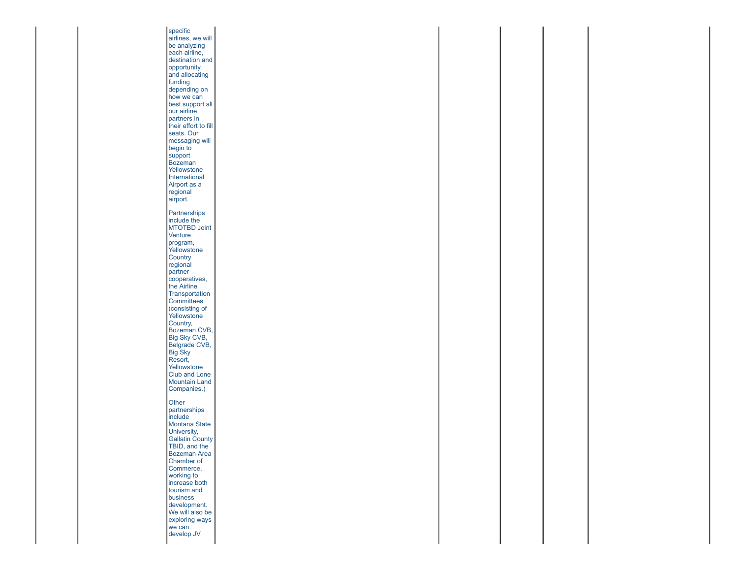| | | | | | | | |
|---|---|---|---|---|---|---|---|
| | | specific airlines, we will be analyzing each airline, destination and opportunity and allocating funding depending on how we can best support all our airline partners in their effort to fill seats. Our messaging will begin to support Bozeman Yellowstone International Airport as a regional airport.<br><br>Partnerships include the MTOTBD Joint Venture program, Yellowstone Country regional partner cooperatives, the Airline Transportation Committees (consisting of Yellowstone Country, Bozeman CVB, Big Sky CVB, Belgrade CVB, Big Sky Resort, Yellowstone Club and Lone Mountain Land Companies.)<br><br>Other partnerships include Montana State University, Gallatin County TBID, and the Bozeman Area Chamber of Commerce, working to increase both tourism and business development. We will also be exploring ways we can develop JV | | | | | |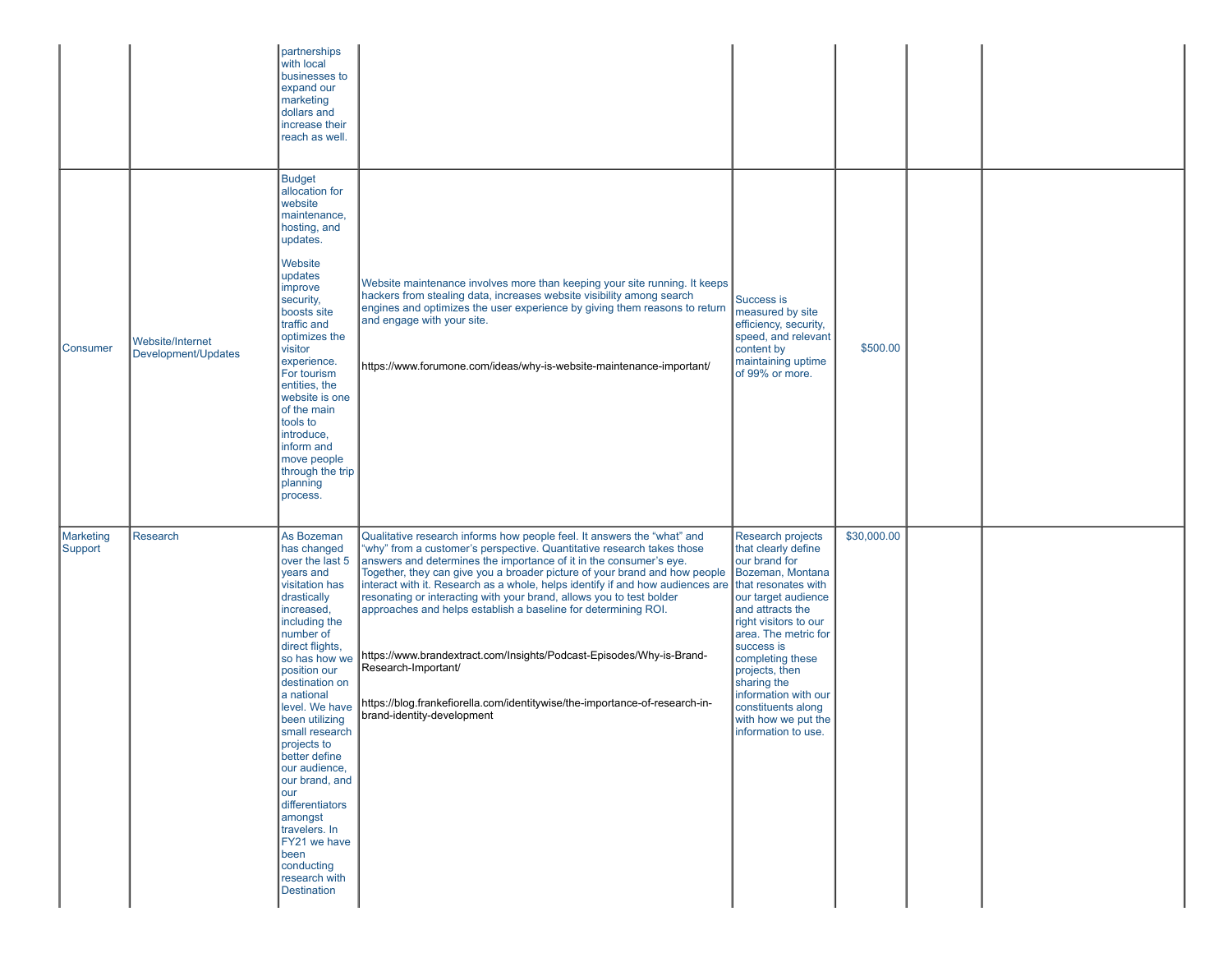| | | | | | | | |
|---|---|---|---|---|---|---|---|
| | | partnerships with local businesses to expand our marketing dollars and increase their reach as well. | | | | | |
| Consumer | Website/Internet Development/Updates | Budget allocation for website maintenance, hosting, and updates.<br><br>Website updates improve security, boosts site traffic and optimizes the visitor experience. For tourism entities, the website is one of the main tools to introduce, inform and move people through the trip planning process. | Website maintenance involves more than keeping your site running. It keeps hackers from stealing data, increases website visibility among search engines and optimizes the user experience by giving them reasons to return and engage with your site.<br><br>https://www.forumone.com/ideas/why-is-website-maintenance-important/ | Success is measured by site efficiency, security, speed, and relevant content by maintaining uptime of 99% or more. | $500.00 | | |
| Marketing Support | Research | As Bozeman has changed over the last 5 years and visitation has drastically increased, including the number of direct flights, so has how we position our destination on a national level. We have been utilizing small research projects to better define our audience, our brand, and our differentiators amongst travelers. In FY21 we have been conducting research with Destination | Qualitative research informs how people feel. It answers the "what" and "why" from a customer's perspective. Quantitative research takes those answers and determines the importance of it in the consumer's eye. Together, they can give you a broader picture of your brand and how people interact with it. Research as a whole, helps identify if and how audiences are resonating or interacting with your brand, allows you to test bolder approaches and helps establish a baseline for determining ROI.<br><br>https://www.brandextract.com/Insights/Podcast-Episodes/Why-is-Brand-Research-Important/<br><br>https://blog.frankefiorella.com/identitywise/the-importance-of-research-in-brand-identity-development | Research projects that clearly define our brand for Bozeman, Montana that resonates with our target audience and attracts the right visitors to our area. The metric for success is completing these projects, then sharing the information with our constituents along with how we put the information to use. | $30,000.00 | | |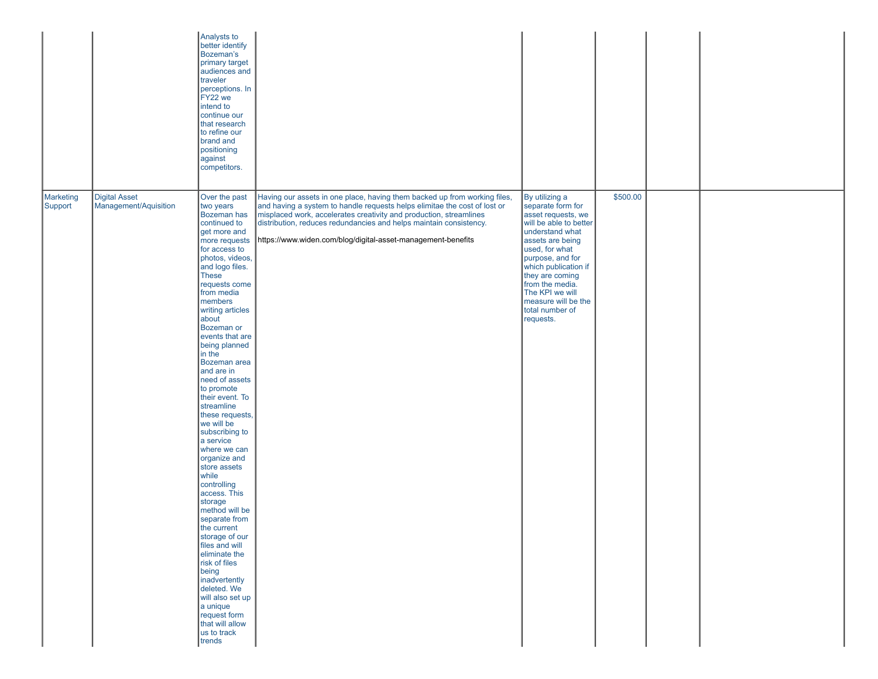| | | | | | | | |
|---|---|---|---|---|---|---|---|
| | | Analysts to better identify Bozeman's primary target audiences and traveler perceptions. In FY22 we intend to continue our that research to refine our brand and positioning against competitors. | | | | | |
| Marketing Support | Digital Asset Management/Aquisition | Over the past two years Bozeman has continued to get more and more requests for access to photos, videos, and logo files. These requests come from media members writing articles about Bozeman or events that are being planned in the Bozeman area and are in need of assets to promote their event. To streamline these requests, we will be subscribing to a service where we can organize and store assets while controlling access. This storage method will be separate from the current storage of our files and will eliminate the risk of files being inadvertently deleted. We will also set up a unique request form that will allow us to track trends | Having our assets in one place, having them backed up from working files, and having a system to handle requests helps elimitae the cost of lost or misplaced work, accelerates creativity and production, streamlines distribution, reduces redundancies and helps maintain consistency.<br><br>https://www.widen.com/blog/digital-asset-management-benefits | By utilizing a separate form for asset requests, we will be able to better understand what assets are being used, for what purpose, and for which publication if they are coming from the media. The KPI we will measure will be the total number of requests. | $500.00 | | |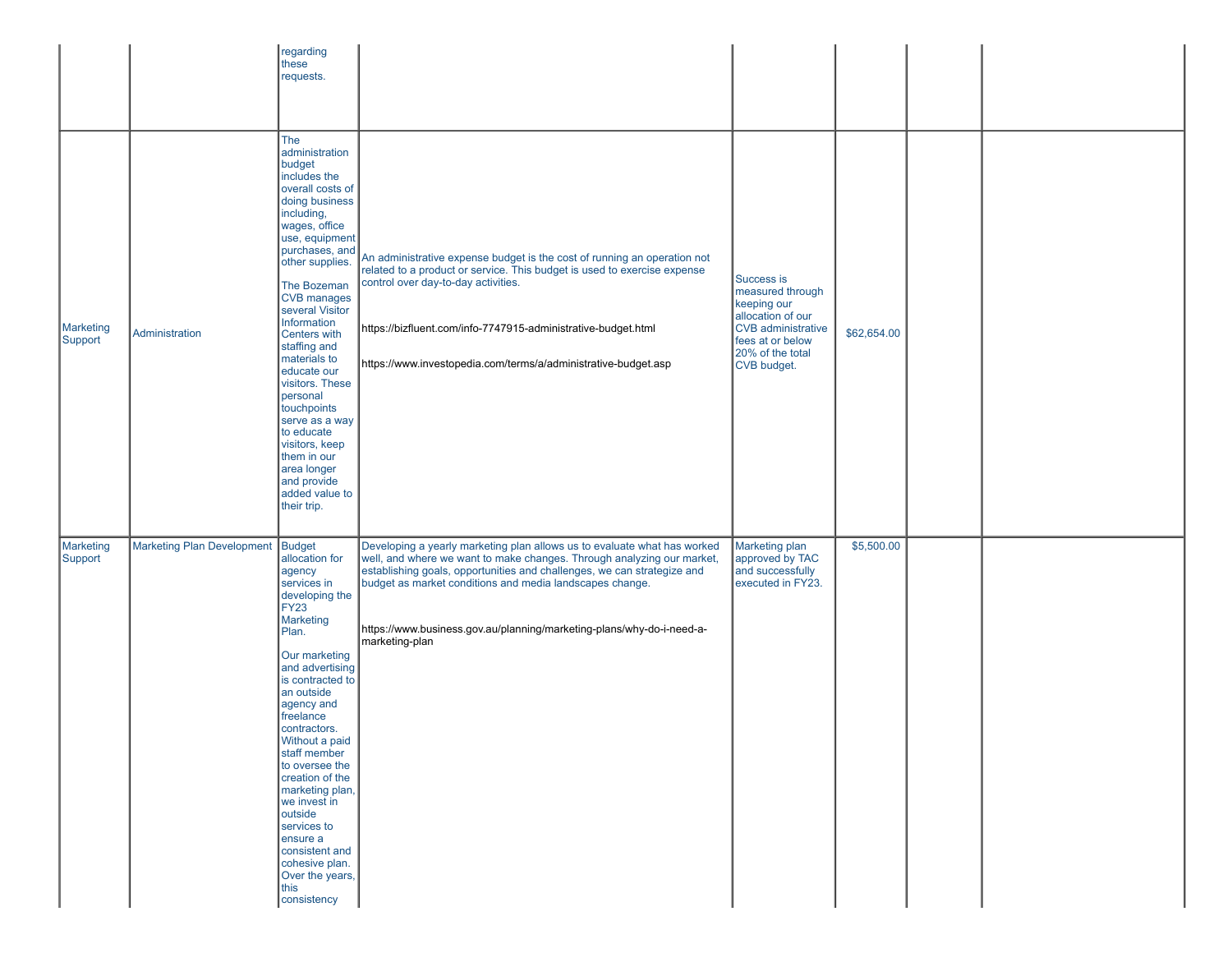| | | | | | | | |
|---|---|---|---|---|---|---|---|
| | | regarding these requests. | | | | | |
| Marketing Support | Administration | The administration budget includes the overall costs of doing business including, wages, office use, equipment purchases, and other supplies.<br><br>The Bozeman CVB manages several Visitor Information Centers with staffing and materials to educate our visitors. These personal touchpoints serve as a way to educate visitors, keep them in our area longer and provide added value to their trip. | An administrative expense budget is the cost of running an operation not related to a product or service. This budget is used to exercise expense control over day-to-day activities.<br><br>https://bizfluent.com/info-7747915-administrative-budget.html<br><br>https://www.investopedia.com/terms/a/administrative-budget.asp | Success is measured through keeping our allocation of our CVB administrative fees at or below 20% of the total CVB budget. | $62,654.00 | | |
| Marketing Support | Marketing Plan Development | Budget allocation for agency services in developing the FY23 Marketing Plan.<br><br>Our marketing and advertising is contracted to an outside agency and freelance contractors. Without a paid staff member to oversee the creation of the marketing plan, we invest in outside services to ensure a consistent and cohesive plan. Over the years, this consistency | Developing a yearly marketing plan allows us to evaluate what has worked well, and where we want to make changes. Through analyzing our market, establishing goals, opportunities and challenges, we can strategize and budget as market conditions and media landscapes change.<br><br>https://www.business.gov.au/planning/marketing-plans/why-do-i-need-a-marketing-plan | Marketing plan approved by TAC and successfully executed in FY23. | $5,500.00 | | |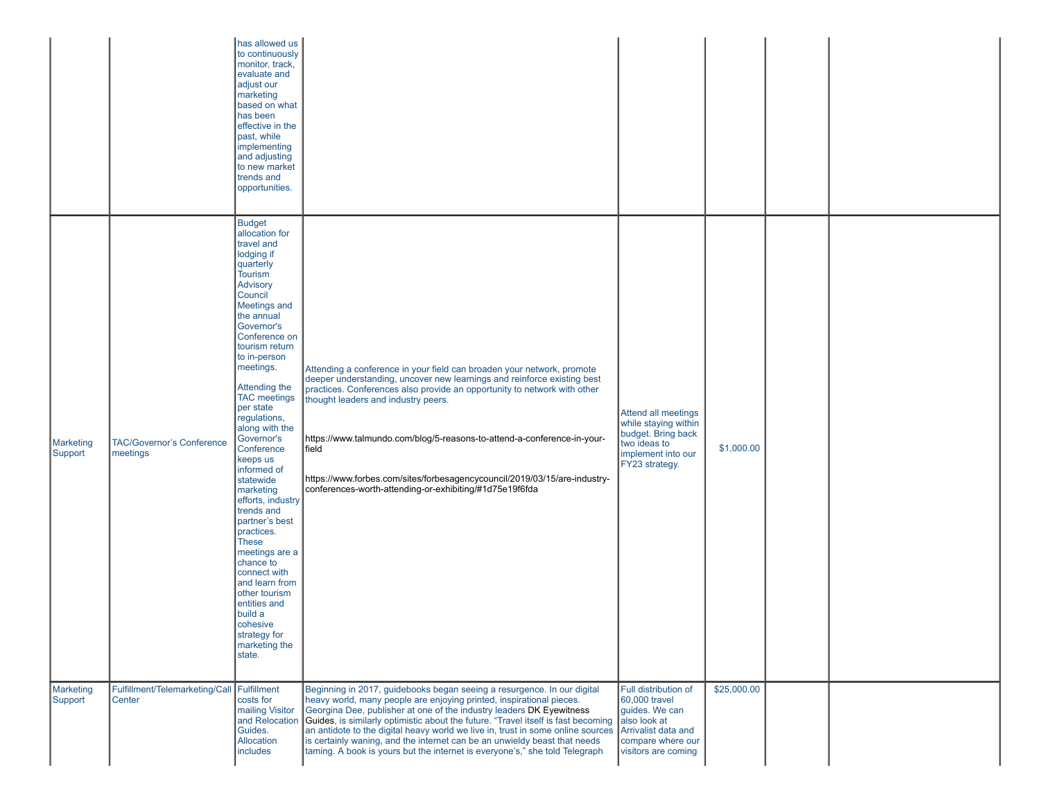| | | | | | | | |
|---|---|---|---|---|---|---|---|
| | | has allowed us to continuously monitor, track, evaluate and adjust our marketing based on what has been effective in the past, while implementing and adjusting to new market trends and opportunities. | | | | | |
| Marketing Support | TAC/Governor's Conference meetings | Budget allocation for travel and lodging if quarterly Tourism Advisory Council Meetings and the annual Governor's Conference on tourism return to in-person meetings.<br><br>Attending the TAC meetings per state regulations, along with the Governor's Conference keeps us informed of statewide marketing efforts, industry trends and partner's best practices. These meetings are a chance to connect with and learn from other tourism entities and build a cohesive strategy for marketing the state. | Attending a conference in your field can broaden your network, promote deeper understanding, uncover new learnings and reinforce existing best practices. Conferences also provide an opportunity to network with other thought leaders and industry peers.<br><br>https://www.talmundo.com/blog/5-reasons-to-attend-a-conference-in-your-field<br><br>https://www.forbes.com/sites/forbesagencycouncil/2019/03/15/are-industry-conferences-worth-attending-or-exhibiting/#1d75e19f6fda | Attend all meetings while staying within budget. Bring back two ideas to implement into our FY23 strategy. | $1,000.00 | | |
| Marketing Support | Fulfillment/Telemarketing/Call Center | Fulfillment costs for mailing Visitor and Relocation Guides. Allocation includes | Beginning in 2017, guidebooks began seeing a resurgence. In our digital heavy world, many people are enjoying printed, inspirational pieces. Georgina Dee, publisher at one of the industry leaders DK Eyewitness Guides, is similarly optimistic about the future. "Travel itself is fast becoming an antidote to the digital heavy world we live in, trust in some online sources is certainly waning, and the internet can be an unwieldy beast that needs taming. A book is yours but the internet is everyone's," she told Telegraph | Full distribution of 60,000 travel guides. We can also look at Arrivalist data and compare where our visitors are coming | $25,000.00 | | |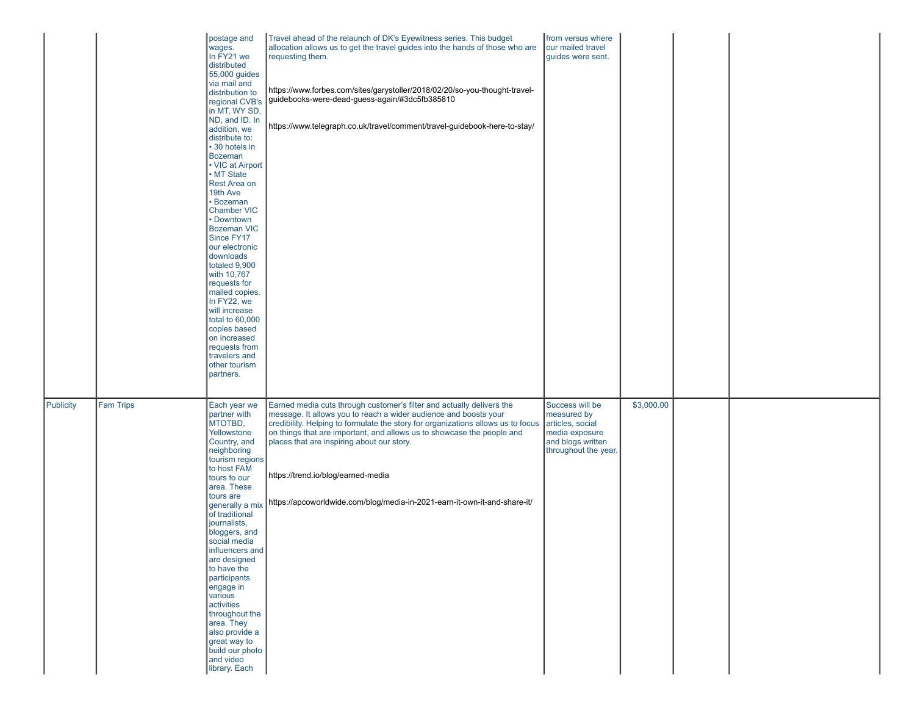| | | | | | | | | |
|---|---|---|---|---|---|---|---|---|
| | | postage and wages. In FY21 we distributed 55,000 guides via mail and distribution to regional CVB's in MT, WY SD, ND, and ID. In addition, we distribute to: • 30 hotels in Bozeman • VIC at Airport • MT State Rest Area on 19th Ave • Bozeman Chamber VIC • Downtown Bozeman VIC Since FY17 our electronic downloads totaled 9,900 with 10,767 requests for mailed copies. In FY22, we will increase total to 60,000 copies based on increased requests from travelers and other tourism partners. | Travel ahead of the relaunch of DK's Eyewitness series. This budget allocation allows us to get the travel guides into the hands of those who are requesting them.<br><br>https://www.forbes.com/sites/garystoller/2018/02/20/so-you-thought-travel-guidebooks-were-dead-guess-again/#3dc5fb385810<br><br>https://www.telegraph.co.uk/travel/comment/travel-guidebook-here-to-stay/ | from versus where our mailed travel guides were sent. | | | | |
| Publicity | Fam Trips | Each year we partner with MTOTBD, Yellowstone Country, and neighboring tourism regions to host FAM tours to our area. These tours are generally a mix of traditional journalists, bloggers, and social media influencers and are designed to have the participants engage in various activities throughout the area. They also provide a great way to build our photo and video library. Each | Earned media cuts through customer's filter and actually delivers the message. It allows you to reach a wider audience and boosts your credibility. Helping to formulate the story for organizations allows us to focus on things that are important, and allows us to showcase the people and places that are inspiring about our story.<br><br>https://trend.io/blog/earned-media<br><br>https://apcoworldwide.com/blog/media-in-2021-earn-it-own-it-and-share-it/ | Success will be measured by articles, social media exposure and blogs written throughout the year. | $3,000.00 | | | |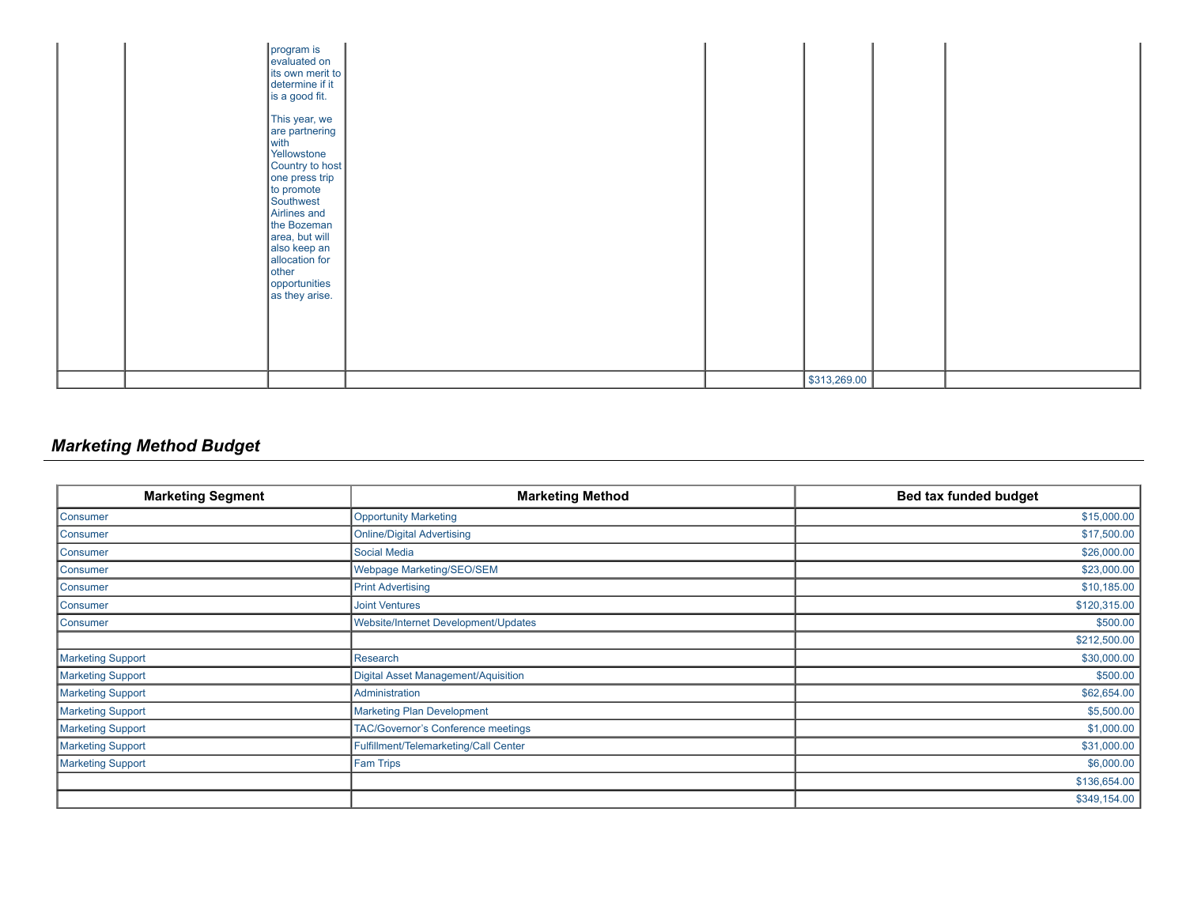| | | | | | | | |
|---|---|---|---|---|---|---|---|
| | | program is evaluated on its own merit to determine if it is a good fit.<br><br>This year, we are partnering with Yellowstone Country to host one press trip to promote Southwest Airlines and the Bozeman area, but will also keep an allocation for other opportunities as they arise. | | | | | |
| | | | | | $313,269.00 | | |

## *Marketing Method Budget*

| Marketing Segment | Marketing Method | Bed tax funded budget |
|---|---|---|
| Consumer | Opportunity Marketing | $15,000.00 |
| Consumer | Online/Digital Advertising | $17,500.00 |
| Consumer | Social Media | $26,000.00 |
| Consumer | Webpage Marketing/SEO/SEM | $23,000.00 |
| Consumer | Print Advertising | $10,185.00 |
| Consumer | Joint Ventures | $120,315.00 |
| Consumer | Website/Internet Development/Updates | $500.00 |
| | | $212,500.00 |
| Marketing Support | Research | $30,000.00 |
| Marketing Support | Digital Asset Management/Aquisition | $500.00 |
| Marketing Support | Administration | $62,654.00 |
| Marketing Support | Marketing Plan Development | $5,500.00 |
| Marketing Support | TAC/Governor's Conference meetings | $1,000.00 |
| Marketing Support | Fulfillment/Telemarketing/Call Center | $31,000.00 |
| Marketing Support | Fam Trips | $6,000.00 |
| | | $136,654.00 |
| | | $349,154.00 |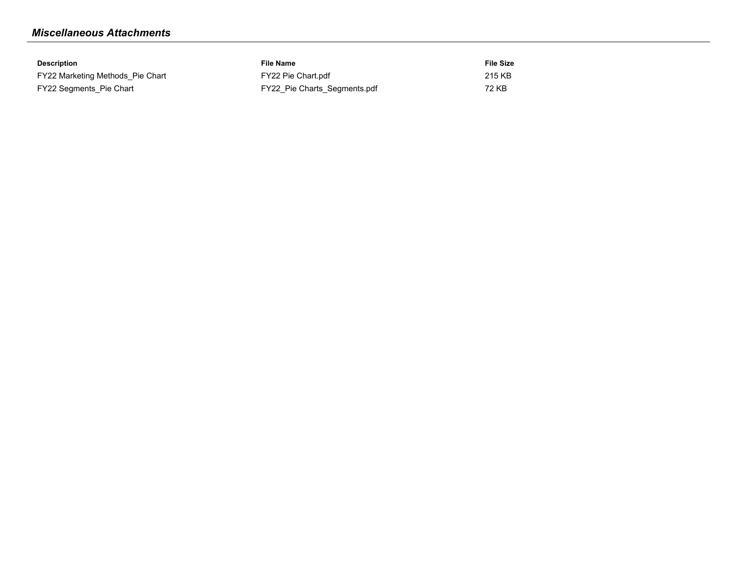## *Miscellaneous Attachments*

| Description | File Name | File Size |
|---|---|---|
| FY22 Marketing Methods_Pie Chart | FY22 Pie Chart.pdf | 215 KB |
| FY22 Segments_Pie Chart | FY22_Pie Charts_Segments.pdf | 72 KB |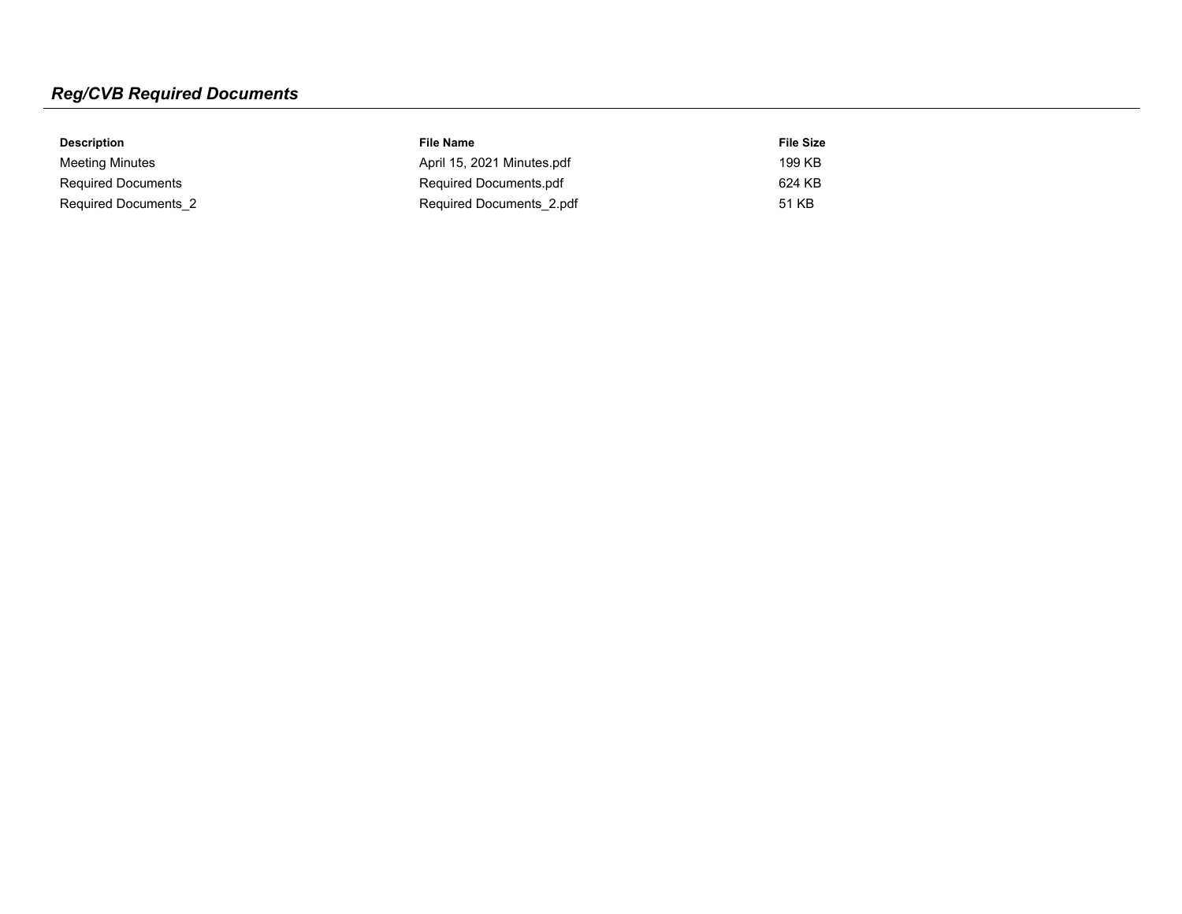## *Reg/CVB Required Documents*

| Description | File Name | File Size |
|---|---|---|
| Meeting Minutes | April 15, 2021 Minutes.pdf | 199 KB |
| Required Documents | Required Documents.pdf | 624 KB |
| Required Documents_2 | Required Documents_2.pdf | 51 KB |